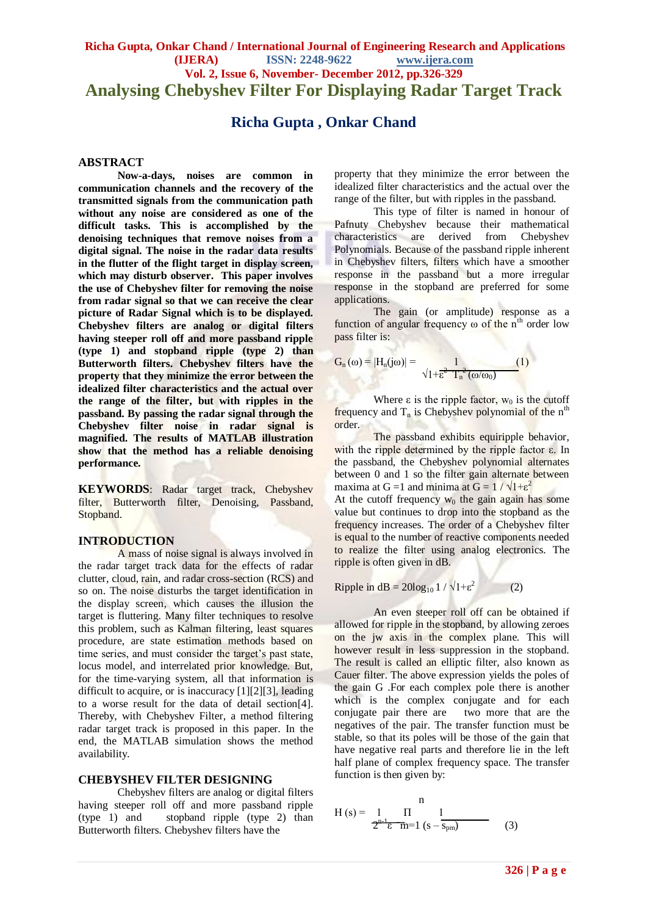# Analysing Chebyshev Filter For Displaying Radar Target Track

## Richa Gupta , Onkar Chand

## ABSTRACT

**Now-a-days, noises are common in communication channels and the recovery of the transmitted signals from the communication path without any noise are considered as one of the difficult tasks. This is accomplished by the denoising techniques that remove noises from a digital signal. The noise in the radar data results in the flutter of the flight target in display screen, which may disturb observer. This paper involves the use of Chebyshev filter for removing the noise from radar signal so that we can receive the clear picture of Radar Signal which is to be displayed. Chebyshev filters are analog or digital filters having steeper roll off and more passband ripple (type 1) and stopband ripple (type 2) than Butterworth filters. Chebyshev filters have the property that they minimize the error between the idealized filter characteristics and the actual over the range of the filter, but with ripples in the passband. By passing the radar signal through the Chebyshev filter noise in radar signal is magnified. The results of MATLAB illustration show that the method has a reliable denoising performance.**

**KEYWORDS**: Radar target track, Chebyshev filter, Butterworth filter, Denoising, Passband, Stopband.

## INTRODUCTION

A mass of noise signal is always involved in the radar target track data for the effects of radar clutter, cloud, rain, and radar cross-section (RCS) and so on. The noise disturbs the target identification in the display screen, which causes the illusion the target is fluttering. Many filter techniques to resolve this problem, such as Kalman filtering, least squares procedure, are state estimation methods based on time series, and must consider the target's past state, locus model, and interrelated prior knowledge. But, for the time-varying system, all that information is difficult to acquire, or is inaccuracy [1][2][3], leading to a worse result for the data of detail section[4]. Thereby, with Chebyshev Filter, a method filtering radar target track is proposed in this paper. In the end, the MATLAB simulation shows the method availability.

## CHEBYSHEV FILTER DESIGNING

Chebyshev filters are analog or digital filters having steeper roll off and more passband ripple (type 1) and stopband ripple (type 2) than Butterworth filters. Chebyshev filters have the property that they minimize the error between the idealized filter characteristics and the actual over the range of the filter, but with ripples in the passband.

This type of filter is named in honour of Pafnuty Chebyshev because their mathematical characteristics are derived from Chebyshev Polynomials. Because of the passband ripple inherent in Chebyshev filters, filters which have a smoother response in the passband but a more irregular response in the stopband are preferred for some applications.

The gain (or amplitude) response as a function of angular frequency ω of the $n^{th}$ order low pass filter is:

$$G_n(\omega) = |H_n(j\omega)| = \frac{1}{\sqrt{1+\varepsilon^2 T_n^2(\omega/\omega_0)}} \quad (1)$$

Where ε is the ripple factor, $w_0$ is the cutoff frequency and $T_n$ is Chebyshev polynomial of the $n^{th}$ order.

The passband exhibits equiripple behavior, with the ripple determined by the ripple factor ε. In the passband, the Chebyshev polynomial alternates between 0 and 1 so the filter gain alternate between maxima at G =1 and minima at $G = 1 / \sqrt{1+\varepsilon^2}$

At the cutoff frequency $w_0$ the gain again has some value but continues to drop into the stopband as the frequency increases. The order of a Chebyshev filter is equal to the number of reactive components needed to realize the filter using analog electronics. The ripple is often given in dB.

$$\text{Ripple in dB} = 20\log_{10} 1 / \sqrt{1+\varepsilon^2} \quad (2)$$

An even steeper roll off can be obtained if allowed for ripple in the stopband, by allowing zeroes on the jw axis in the complex plane. This will however result in less suppression in the stopband. The result is called an elliptic filter, also known as Cauer filter. The above expression yields the poles of the gain G .For each complex pole there is another which is the complex conjugate and for each conjugate pair there are two more that are the negatives of the pair. The transfer function must be stable, so that its poles will be those of the gain that have negative real parts and therefore lie in the left half plane of complex frequency space. The transfer function is then given by:

$$H(s) = \frac{1}{2^{n-1}\varepsilon} \prod_{m=1}^{n} \frac{1}{(s - s_{pm})} \quad (3)$$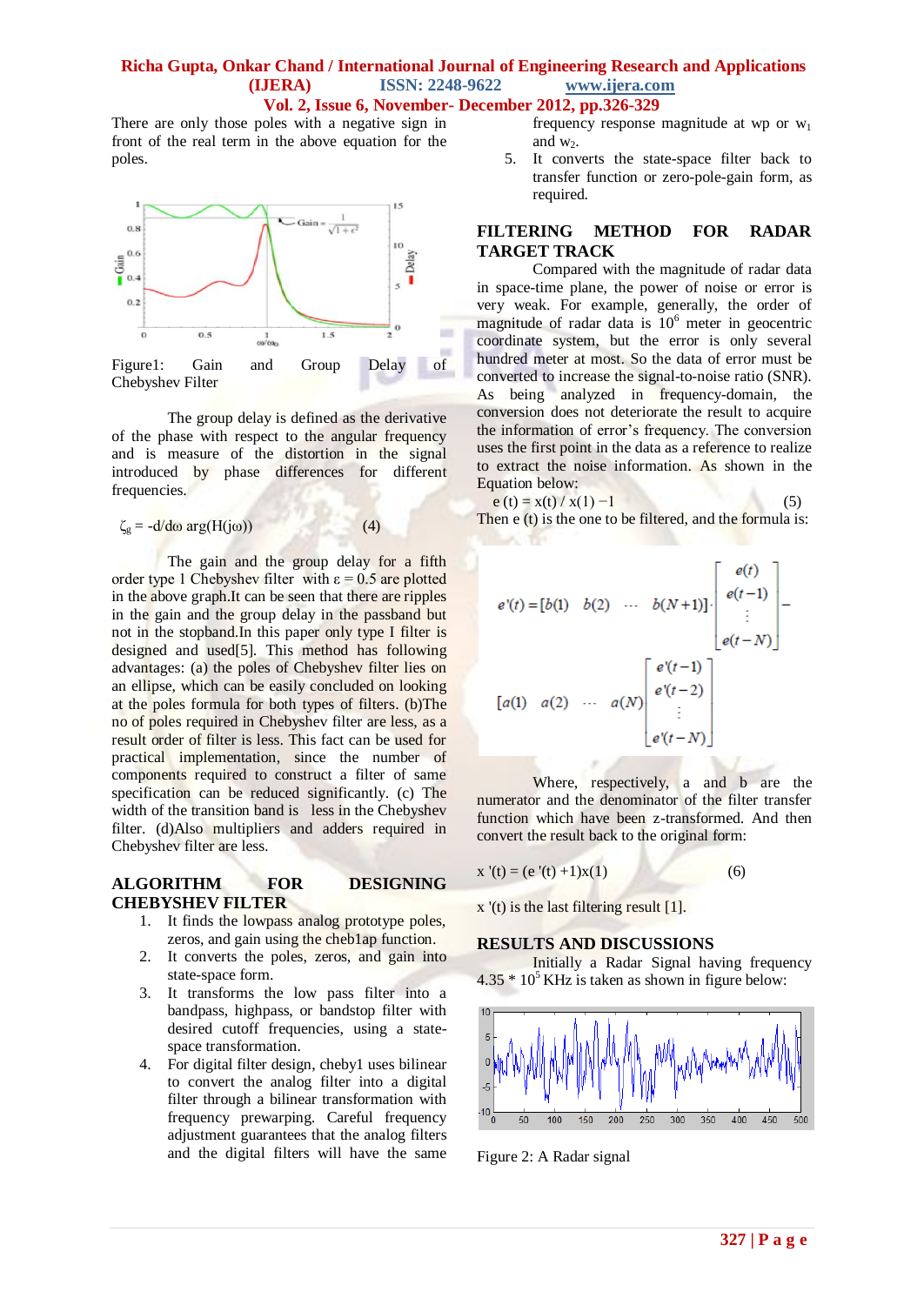There are only those poles with a negative sign in front of the real term in the above equation for the poles.

Figure1: Gain and Group Delay of Chebyshev Filter

The group delay is defined as the derivative of the phase with respect to the angular frequency and is measure of the distortion in the signal introduced by phase differences for different frequencies.

$$\zeta_g = -d/d\omega \arg(H(j\omega)) \qquad (4)$$

The gain and the group delay for a fifth order type I Chebyshev filter with $\varepsilon = 0.5$ are plotted in the above graph.It can be seen that there are ripples in the gain and the group delay in the passband but not in the stopband.In this paper only type I filter is designed and used[5]. This method has following advantages: (a) the poles of Chebyshev filter lies on an ellipse, which can be easily concluded on looking at the poles formula for both types of filters. (b)The no of poles required in Chebyshev filter are less, as a result order of filter is less. This fact can be used for practical implementation, since the number of components required to construct a filter of same specification can be reduced significantly. (c) The width of the transition band is less in the Chebyshev filter. (d)Also multipliers and adders required in Chebyshev filter are less.

## ALGORITHM FOR DESIGNING CHEBYSHEV FILTER

1. It finds the lowpass analog prototype poles, zeros, and gain using the cheb1ap function.
2. It converts the poles, zeros, and gain into state-space form.
3. It transforms the low pass filter into a bandpass, highpass, or bandstop filter with desired cutoff frequencies, using a state-space transformation.
4. For digital filter design, cheby1 uses bilinear to convert the analog filter into a digital filter through a bilinear transformation with frequency prewarping. Careful frequency adjustment guarantees that the analog filters and the digital filters will have the same frequency response magnitude at wp or $w_1$ and $w_2$.
5. It converts the state-space filter back to transfer function or zero-pole-gain form, as required.

## FILTERING METHOD FOR RADAR TARGET TRACK

Compared with the magnitude of radar data in space-time plane, the power of noise or error is very weak. For example, generally, the order of magnitude of radar data is $10^6$ meter in geocentric coordinate system, but the error is only several hundred meter at most. So the data of error must be converted to increase the signal-to-noise ratio (SNR). As being analyzed in frequency-domain, the conversion does not deteriorate the result to acquire the information of error's frequency. The conversion uses the first point in the data as a reference to realize to extract the noise information. As shown in the Equation below:

$$e(t) = x(t) / x(1) - 1 \qquad (5)$$

Then e (t) is the one to be filtered, and the formula is:

$$e'(t) = [b(1) \quad b(2) \quad \cdots \quad b(N+1)] \cdot \begin{bmatrix} e(t) \\ e(t-1) \\ \vdots \\ e(t-N) \end{bmatrix} - [a(1) \quad a(2) \quad \cdots \quad a(N)] \begin{bmatrix} e'(t-1) \\ e'(t-2) \\ \vdots \\ e'(t-N) \end{bmatrix}$$

Where, respectively, a and b are the numerator and the denominator of the filter transfer function which have been z-transformed. And then convert the result back to the original form:

$$x'(t) = (e'(t) + 1)x(1) \qquad (6)$$

x '(t) is the last filtering result [1].

## RESULTS AND DISCUSSIONS

Initially a Radar Signal having frequency $4.35 * 10^5$ KHz is taken as shown in figure below:

Figure 2: A Radar signal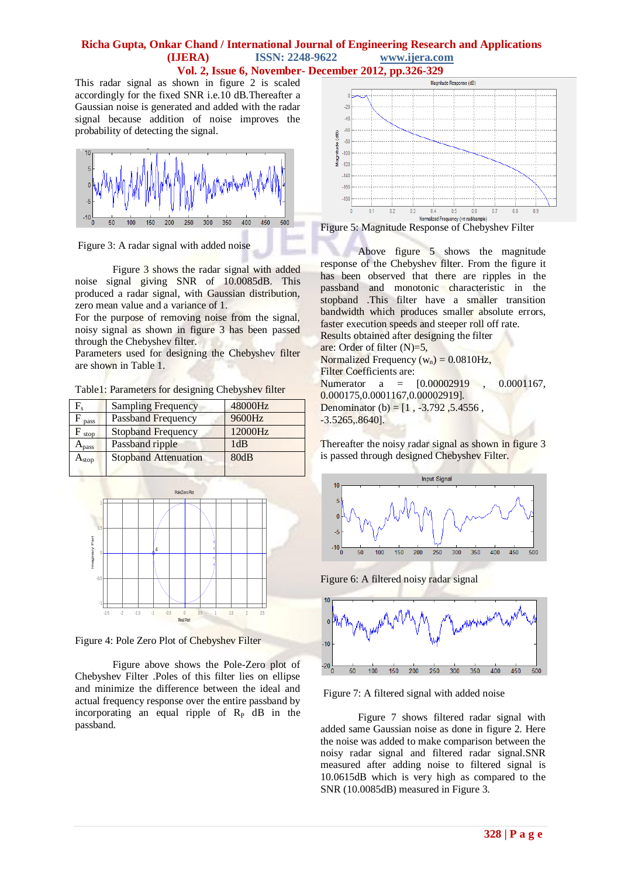This radar signal as shown in figure 2 is scaled accordingly for the fixed SNR i.e.10 dB.Thereafter a Gaussian noise is generated and added with the radar signal because addition of noise improves the probability of detecting the signal.

Figure 3: A radar signal with added noise

Figure 3 shows the radar signal with added noise signal giving SNR of 10.0085dB. This produced a radar signal, with Gaussian distribution, zero mean value and a variance of 1.

For the purpose of removing noise from the signal, noisy signal as shown in figure 3 has been passed through the Chebyshev filter.

Parameters used for designing the Chebyshev filter are shown in Table 1.

Table1: Parameters for designing Chebyshev filter

| | | |
|---|---|---|
| $F_s$ | Sampling Frequency | 48000Hz |
| $F_{pass}$ | Passband Frequency | 9600Hz |
| $F_{stop}$ | Stopband Frequency | 12000Hz |
| $A_{pass}$ | Passband ripple | 1dB |
| $A_{stop}$ | Stopband Attenuation | 80dB |

Figure 4: Pole Zero Plot of Chebyshev Filter

Figure above shows the Pole-Zero plot of Chebyshev Filter .Poles of this filter lies on ellipse and minimize the difference between the ideal and actual frequency response over the entire passband by incorporating an equal ripple of $R_P$ dB in the passband.

Figure 5: Magnitude Response of Chebyshev Filter

Above figure 5 shows the magnitude response of the Chebyshev filter. From the figure it has been observed that there are ripples in the passband and monotonic characteristic in the stopband .This filter have a smaller transition bandwidth which produces smaller absolute errors, faster execution speeds and steeper roll off rate.

Results obtained after designing the filter are: Order of filter (N)=5,

Normalized Frequency ($w_n$) = 0.0810Hz,

Filter Coefficients are:

Numerator a = [0.00002919 , 0.0001167, 0.000175,0.0001167,0.00002919].

Denominator (b) = [1 , -3.792 ,5.4556 , -3.5265,.8640].

Thereafter the noisy radar signal as shown in figure 3 is passed through designed Chebyshev Filter.

Figure 6: A filtered noisy radar signal

Figure 7: A filtered signal with added noise

Figure 7 shows filtered radar signal with added same Gaussian noise as done in figure 2. Here the noise was added to make comparison between the noisy radar signal and filtered radar signal.SNR measured after adding noise to filtered signal is 10.0615dB which is very high as compared to the SNR (10.0085dB) measured in Figure 3.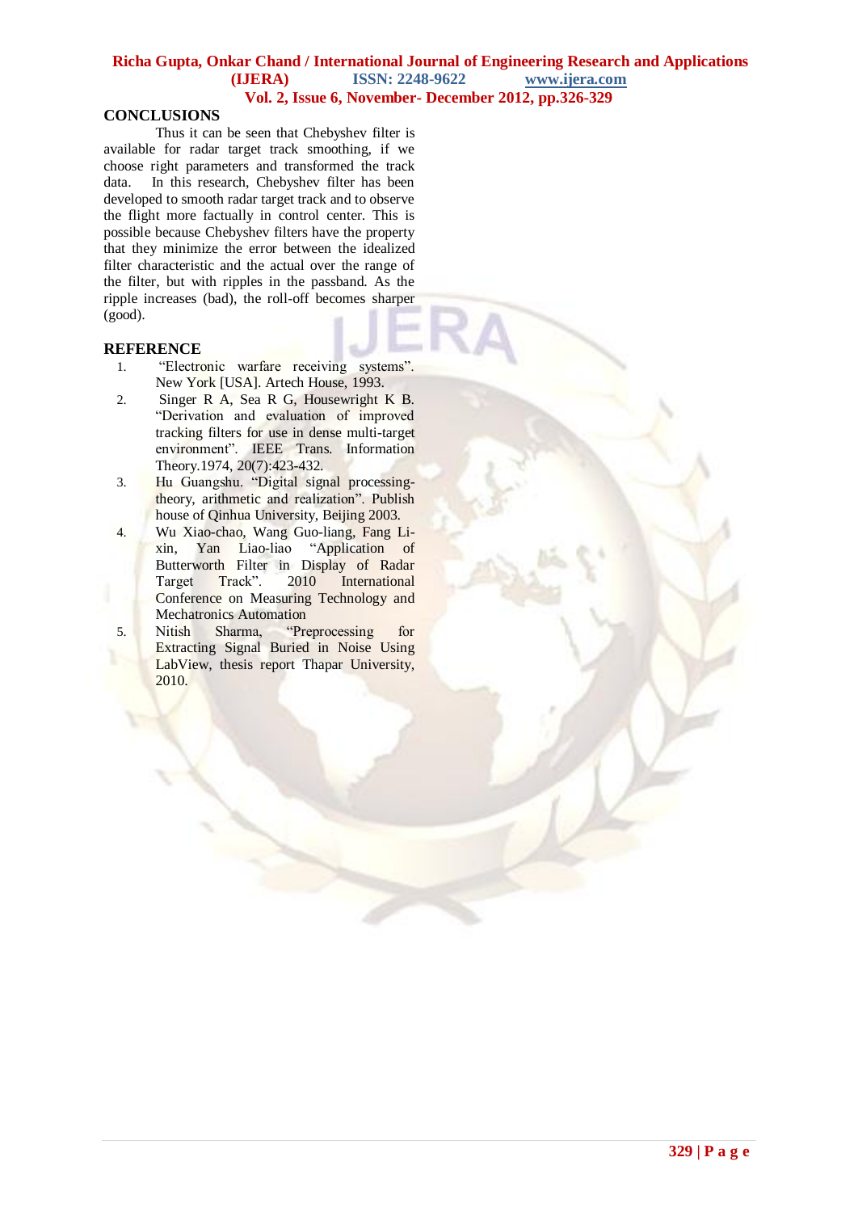## CONCLUSIONS

Thus it can be seen that Chebyshev filter is available for radar target track smoothing, if we choose right parameters and transformed the track data. In this research, Chebyshev filter has been developed to smooth radar target track and to observe the flight more factually in control center. This is possible because Chebyshev filters have the property that they minimize the error between the idealized filter characteristic and the actual over the range of the filter, but with ripples in the passband. As the ripple increases (bad), the roll-off becomes sharper (good).

## REFERENCE

1. "Electronic warfare receiving systems". New York [USA]. Artech House, 1993.
2. Singer R A, Sea R G, Housewright K B. "Derivation and evaluation of improved tracking filters for use in dense multi-target environment". IEEE Trans. Information Theory.1974, 20(7):423-432.
3. Hu Guangshu. "Digital signal processing-theory, arithmetic and realization". Publish house of Qinhua University, Beijing 2003.
4. Wu Xiao-chao, Wang Guo-liang, Fang Li-xin, Yan Liao-liao "Application of Butterworth Filter in Display of Radar Target Track". 2010 International Conference on Measuring Technology and Mechatronics Automation
5. Nitish Sharma, "Preprocessing for Extracting Signal Buried in Noise Using LabView, thesis report Thapar University, 2010.